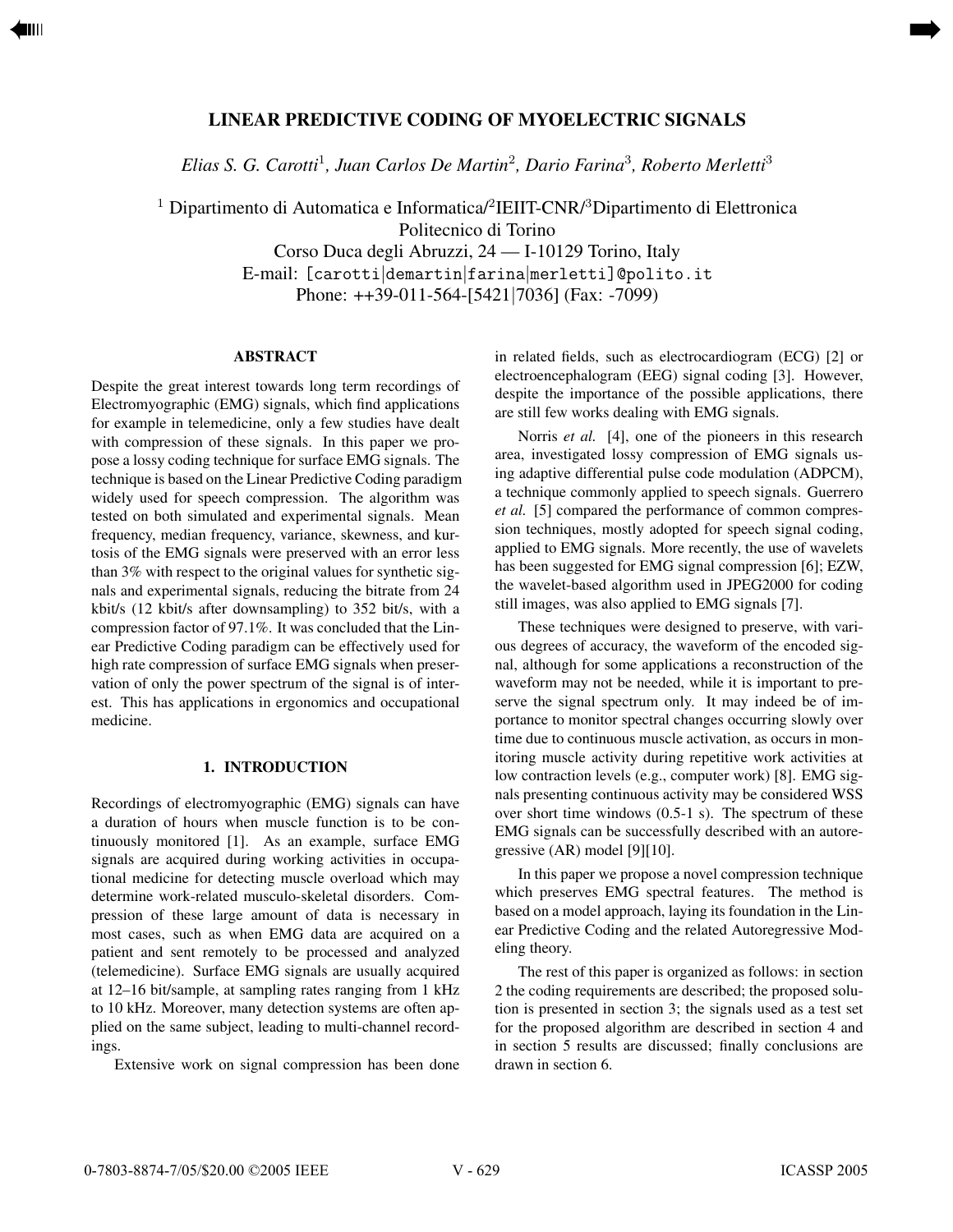# LINEAR PREDICTIVE CODING OF MYOELECTRIC SIGNALS

*Elias S. G. Carotti[1], Juan Carlos De Martin[2], Dario Farina[3], Roberto Merletti[3]*

[1] Dipartimento di Automatica e Informatica/[2]IEIIT-CNR/[3]Dipartimento di Elettronica
Politecnico di Torino
Corso Duca degli Abruzzi, 24 — I-10129 Torino, Italy
E-mail: [carotti|demartin|farina|merletti]@polito.it
Phone: ++39-011-564-[5421|7036] (Fax: -7099)

## ABSTRACT

Despite the great interest towards long term recordings of Electromyographic (EMG) signals, which find applications for example in telemedicine, only a few studies have dealt with compression of these signals. In this paper we propose a lossy coding technique for surface EMG signals. The technique is based on the Linear Predictive Coding paradigm widely used for speech compression. The algorithm was tested on both simulated and experimental signals. Mean frequency, median frequency, variance, skewness, and kurtosis of the EMG signals were preserved with an error less than 3% with respect to the original values for synthetic signals and experimental signals, reducing the bitrate from 24 kbit/s (12 kbit/s after downsampling) to 352 bit/s, with a compression factor of 97.1%. It was concluded that the Linear Predictive Coding paradigm can be effectively used for high rate compression of surface EMG signals when preservation of only the power spectrum of the signal is of interest. This has applications in ergonomics and occupational medicine.

## 1. INTRODUCTION

Recordings of electromyographic (EMG) signals can have a duration of hours when muscle function is to be continuously monitored [1]. As an example, surface EMG signals are acquired during working activities in occupational medicine for detecting muscle overload which may determine work-related musculo-skeletal disorders. Compression of these large amount of data is necessary in most cases, such as when EMG data are acquired on a patient and sent remotely to be processed and analyzed (telemedicine). Surface EMG signals are usually acquired at 12–16 bit/sample, at sampling rates ranging from 1 kHz to 10 kHz. Moreover, many detection systems are often applied on the same subject, leading to multi-channel recordings.

Extensive work on signal compression has been done in related fields, such as electrocardiogram (ECG) [2] or electroencephalogram (EEG) signal coding [3]. However, despite the importance of the possible applications, there are still few works dealing with EMG signals.

Norris *et al.* [4], one of the pioneers in this research area, investigated lossy compression of EMG signals using adaptive differential pulse code modulation (ADPCM), a technique commonly applied to speech signals. Guerrero *et al.* [5] compared the performance of common compression techniques, mostly adopted for speech signal coding, applied to EMG signals. More recently, the use of wavelets has been suggested for EMG signal compression [6]; EZW, the wavelet-based algorithm used in JPEG2000 for coding still images, was also applied to EMG signals [7].

These techniques were designed to preserve, with various degrees of accuracy, the waveform of the encoded signal, although for some applications a reconstruction of the waveform may not be needed, while it is important to preserve the signal spectrum only. It may indeed be of importance to monitor spectral changes occurring slowly over time due to continuous muscle activation, as occurs in monitoring muscle activity during repetitive work activities at low contraction levels (e.g., computer work) [8]. EMG signals presenting continuous activity may be considered WSS over short time windows (0.5-1 s). The spectrum of these EMG signals can be successfully described with an autoregressive (AR) model [9][10].

In this paper we propose a novel compression technique which preserves EMG spectral features. The method is based on a model approach, laying its foundation in the Linear Predictive Coding and the related Autoregressive Modeling theory.

The rest of this paper is organized as follows: in section 2 the coding requirements are described; the proposed solution is presented in section 3; the signals used as a test set for the proposed algorithm are described in section 4 and in section 5 results are discussed; finally conclusions are drawn in section 6.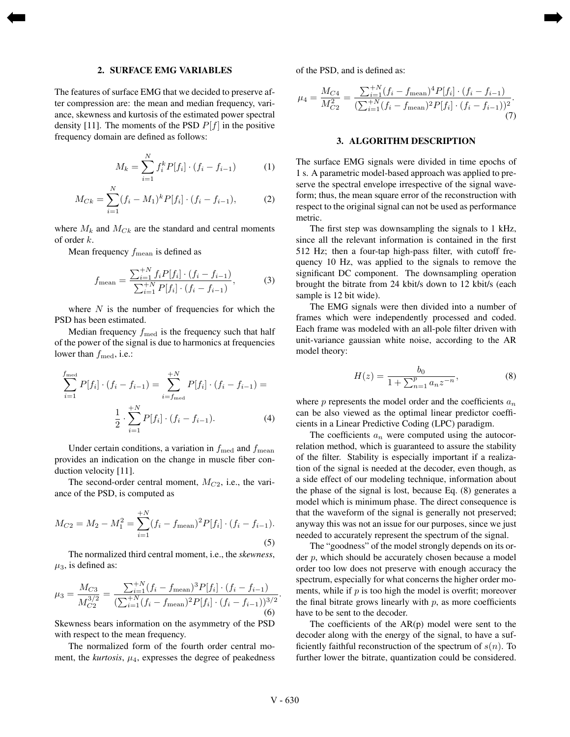## 2. SURFACE EMG VARIABLES

The features of surface EMG that we decided to preserve after compression are: the mean and median frequency, variance, skewness and kurtosis of the estimated power spectral density [11]. The moments of the PSD $P[f]$ in the positive frequency domain are defined as follows:

$$M_k = \sum_{i=1}^{N} f_i^k P[f_i] \cdot (f_i - f_{i-1}) \tag{1}$$

$$M_{Ck} = \sum_{i=1}^{N} (f_i - M_1)^k P[f_i] \cdot (f_i - f_{i-1}), \tag{2}$$

where $M_k$ and $M_{Ck}$ are the standard and central moments of order $k$.

Mean frequency $f_{\text{mean}}$ is defined as

$$f_{\text{mean}} = \frac{\sum_{i=1}^{+N} f_i P[f_i] \cdot (f_i - f_{i-1})}{\sum_{i=1}^{+N} P[f_i] \cdot (f_i - f_{i-1})}, \tag{3}$$

where $N$ is the number of frequencies for which the PSD has been estimated.

Median frequency $f_{\text{med}}$ is the frequency such that half of the power of the signal is due to harmonics at frequencies lower than $f_{\text{med}}$, i.e.:

$$\sum_{i=1}^{f_{\text{med}}} P[f_i] \cdot (f_i - f_{i-1}) = \sum_{i=f_{\text{med}}}^{+N} P[f_i] \cdot (f_i - f_{i-1}) = \frac{1}{2} \cdot \sum_{i=1}^{+N} P[f_i] \cdot (f_i - f_{i-1}). \tag{4}$$

Under certain conditions, a variation in $f_{\text{med}}$ and $f_{\text{mean}}$ provides an indication on the change in muscle fiber conduction velocity [11].

The second-order central moment, $M_{C2}$, i.e., the variance of the PSD, is computed as

$$M_{C2} = M_2 - M_1^2 = \sum_{i=1}^{+N} (f_i - f_{\text{mean}})^2 P[f_i] \cdot (f_i - f_{i-1}). \tag{5}$$

The normalized third central moment, i.e., the *skewness*, $\mu_3$, is defined as:

$$\mu_3 = \frac{M_{C3}}{M_{C2}^{3/2}} = \frac{\sum_{i=1}^{+N} (f_i - f_{\text{mean}})^3 P[f_i] \cdot (f_i - f_{i-1})}{(\sum_{i=1}^{+N} (f_i - f_{\text{mean}})^2 P[f_i] \cdot (f_i - f_{i-1}))^{3/2}}. \tag{6}$$

Skewness bears information on the asymmetry of the PSD with respect to the mean frequency.

The normalized form of the fourth order central moment, the *kurtosis*, $\mu_4$, expresses the degree of peakedness of the PSD, and is defined as:

$$\mu_4 = \frac{M_{C4}}{M_{C2}^2} = \frac{\sum_{i=1}^{+N} (f_i - f_{\text{mean}})^4 P[f_i] \cdot (f_i - f_{i-1})}{(\sum_{i=1}^{+N} (f_i - f_{\text{mean}})^2 P[f_i] \cdot (f_i - f_{i-1}))^2}. \tag{7}$$

## 3. ALGORITHM DESCRIPTION

The surface EMG signals were divided in time epochs of 1 s. A parametric model-based approach was applied to preserve the spectral envelope irrespective of the signal waveform; thus, the mean square error of the reconstruction with respect to the original signal can not be used as performance metric.

The first step was downsampling the signals to 1 kHz, since all the relevant information is contained in the first 512 Hz; then a four-tap high-pass filter, with cutoff frequency 10 Hz, was applied to the signals to remove the significant DC component. The downsampling operation brought the bitrate from 24 kbit/s down to 12 kbit/s (each sample is 12 bit wide).

The EMG signals were then divided into a number of frames which were independently processed and coded. Each frame was modeled with an all-pole filter driven with unit-variance gaussian white noise, according to the AR model theory:

$$H(z) = \frac{b_0}{1 + \sum_{n=1}^{p} a_n z^{-n}}, \tag{8}$$

where $p$ represents the model order and the coefficients $a_n$ can be also viewed as the optimal linear predictor coefficients in a Linear Predictive Coding (LPC) paradigm.

The coefficients $a_n$ were computed using the autocorrelation method, which is guaranteed to assure the stability of the filter. Stability is especially important if a realization of the signal is needed at the decoder, even though, as a side effect of our modeling technique, information about the phase of the signal is lost, because Eq. (8) generates a model which is minimum phase. The direct consequence is that the waveform of the signal is generally not preserved; anyway this was not an issue for our purposes, since we just needed to accurately represent the spectrum of the signal.

The "goodness" of the model strongly depends on its order $p$, which should be accurately chosen because a model order too low does not preserve with enough accuracy the spectrum, especially for what concerns the higher order moments, while if $p$ is too high the model is overfit; moreover the final bitrate grows linearly with $p$, as more coefficients have to be sent to the decoder.

The coefficients of the AR(p) model were sent to the decoder along with the energy of the signal, to have a sufficiently faithful reconstruction of the spectrum of $s(n)$. To further lower the bitrate, quantization could be considered.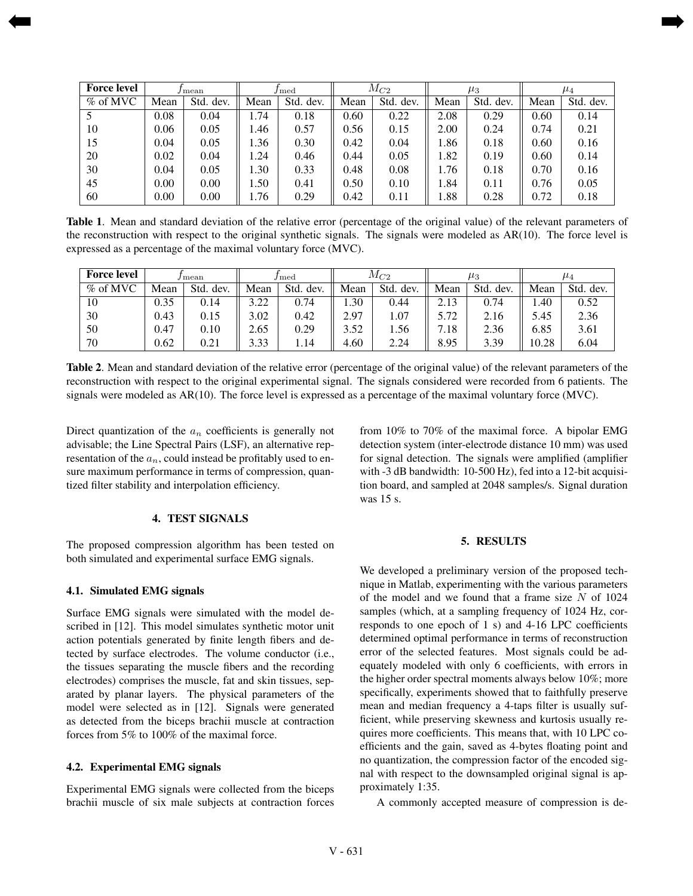| **Force level** | $f_{\text{mean}}$ | | $f_{\text{med}}$ | | $M_{C2}$ | | $\mu_3$ | | $\mu_4$ | |
|---|---|---|---|---|---|---|---|---|---|---|
| % of MVC | Mean | Std. dev. | Mean | Std. dev. | Mean | Std. dev. | Mean | Std. dev. | Mean | Std. dev. |
| 5 | 0.08 | 0.04 | 1.74 | 0.18 | 0.60 | 0.22 | 2.08 | 0.29 | 0.60 | 0.14 |
| 10 | 0.06 | 0.05 | 1.46 | 0.57 | 0.56 | 0.15 | 2.00 | 0.24 | 0.74 | 0.21 |
| 15 | 0.04 | 0.05 | 1.36 | 0.30 | 0.42 | 0.04 | 1.86 | 0.18 | 0.60 | 0.16 |
| 20 | 0.02 | 0.04 | 1.24 | 0.46 | 0.44 | 0.05 | 1.82 | 0.19 | 0.60 | 0.14 |
| 30 | 0.04 | 0.05 | 1.30 | 0.33 | 0.48 | 0.08 | 1.76 | 0.18 | 0.70 | 0.16 |
| 45 | 0.00 | 0.00 | 1.50 | 0.41 | 0.50 | 0.10 | 1.84 | 0.11 | 0.76 | 0.05 |
| 60 | 0.00 | 0.00 | 1.76 | 0.29 | 0.42 | 0.11 | 1.88 | 0.28 | 0.72 | 0.18 |

**Table 1**. Mean and standard deviation of the relative error (percentage of the original value) of the relevant parameters of the reconstruction with respect to the original synthetic signals. The signals were modeled as AR(10). The force level is expressed as a percentage of the maximal voluntary force (MVC).

| **Force level** | $f_{\text{mean}}$ | | $f_{\text{med}}$ | | $M_{C2}$ | | $\mu_3$ | | $\mu_4$ | |
|---|---|---|---|---|---|---|---|---|---|---|
| % of MVC | Mean | Std. dev. | Mean | Std. dev. | Mean | Std. dev. | Mean | Std. dev. | Mean | Std. dev. |
| 10 | 0.35 | 0.14 | 3.22 | 0.74 | 1.30 | 0.44 | 2.13 | 0.74 | 1.40 | 0.52 |
| 30 | 0.43 | 0.15 | 3.02 | 0.42 | 2.97 | 1.07 | 5.72 | 2.16 | 5.45 | 2.36 |
| 50 | 0.47 | 0.10 | 2.65 | 0.29 | 3.52 | 1.56 | 7.18 | 2.36 | 6.85 | 3.61 |
| 70 | 0.62 | 0.21 | 3.33 | 1.14 | 4.60 | 2.24 | 8.95 | 3.39 | 10.28 | 6.04 |

**Table 2**. Mean and standard deviation of the relative error (percentage of the original value) of the relevant parameters of the reconstruction with respect to the original experimental signal. The signals considered were recorded from 6 patients. The signals were modeled as AR(10). The force level is expressed as a percentage of the maximal voluntary force (MVC).

Direct quantization of the $a_n$ coefficients is generally not advisable; the Line Spectral Pairs (LSF), an alternative representation of the $a_n$, could instead be profitably used to ensure maximum performance in terms of compression, quantized filter stability and interpolation efficiency.

## 4. TEST SIGNALS

The proposed compression algorithm has been tested on both simulated and experimental surface EMG signals.

### 4.1. Simulated EMG signals

Surface EMG signals were simulated with the model described in [12]. This model simulates synthetic motor unit action potentials generated by finite length fibers and detected by surface electrodes. The volume conductor (i.e., the tissues separating the muscle fibers and the recording electrodes) comprises the muscle, fat and skin tissues, separated by planar layers. The physical parameters of the model were selected as in [12]. Signals were generated as detected from the biceps brachii muscle at contraction forces from 5% to 100% of the maximal force.

### 4.2. Experimental EMG signals

Experimental EMG signals were collected from the biceps brachii muscle of six male subjects at contraction forces from 10% to 70% of the maximal force. A bipolar EMG detection system (inter-electrode distance 10 mm) was used for signal detection. The signals were amplified (amplifier with -3 dB bandwidth: 10-500 Hz), fed into a 12-bit acquisition board, and sampled at 2048 samples/s. Signal duration was 15 s.

## 5. RESULTS

We developed a preliminary version of the proposed technique in Matlab, experimenting with the various parameters of the model and we found that a frame size $N$ of 1024 samples (which, at a sampling frequency of 1024 Hz, corresponds to one epoch of 1 s) and 4-16 LPC coefficients determined optimal performance in terms of reconstruction error of the selected features. Most signals could be adequately modeled with only 6 coefficients, with errors in the higher order spectral moments always below 10%; more specifically, experiments showed that to faithfully preserve mean and median frequency a 4-taps filter is usually sufficient, while preserving skewness and kurtosis usually requires more coefficients. This means that, with 10 LPC coefficients and the gain, saved as 4-bytes floating point and no quantization, the compression factor of the encoded signal with respect to the downsampled original signal is approximately 1:35.

A commonly accepted measure of compression is de-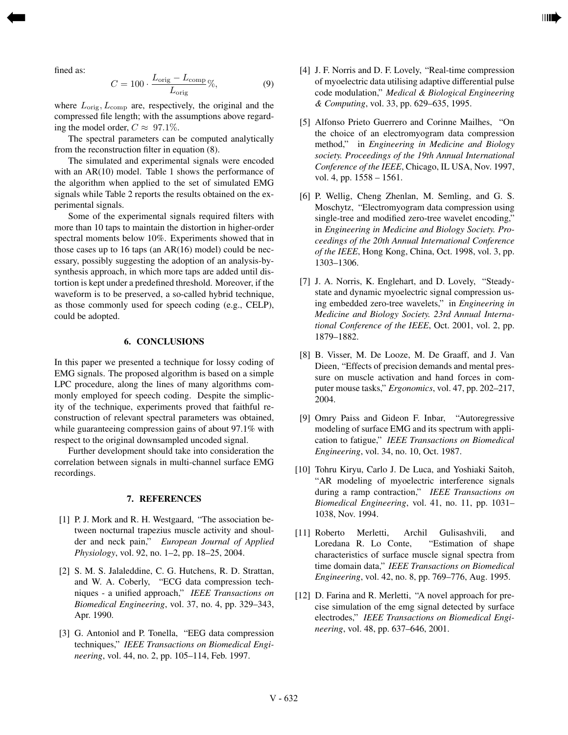fined as:

$$C = 100 \cdot \frac{L_{\text{orig}} - L_{\text{comp}}}{L_{\text{orig}}} \%, \tag{9}$$

where $L_{\text{orig}}, L_{\text{comp}}$ are, respectively, the original and the compressed file length; with the assumptions above regarding the model order, $C \approx 97.1\%$.

The spectral parameters can be computed analytically from the reconstruction filter in equation (8).

The simulated and experimental signals were encoded with an AR(10) model. Table 1 shows the performance of the algorithm when applied to the set of simulated EMG signals while Table 2 reports the results obtained on the experimental signals.

Some of the experimental signals required filters with more than 10 taps to maintain the distortion in higher-order spectral moments below 10%. Experiments showed that in those cases up to 16 taps (an AR(16) model) could be necessary, possibly suggesting the adoption of an analysis-by-synthesis approach, in which more taps are added until distortion is kept under a predefined threshold. Moreover, if the waveform is to be preserved, a so-called hybrid technique, as those commonly used for speech coding (e.g., CELP), could be adopted.

## 6. CONCLUSIONS

In this paper we presented a technique for lossy coding of EMG signals. The proposed algorithm is based on a simple LPC procedure, along the lines of many algorithms commonly employed for speech coding. Despite the simplicity of the technique, experiments proved that faithful reconstruction of relevant spectral parameters was obtained, while guaranteeing compression gains of about 97.1% with respect to the original downsampled uncoded signal.

Further development should take into consideration the correlation between signals in multi-channel surface EMG recordings.

## 7. REFERENCES

[1] P. J. Mork and R. H. Westgaard, "The association between nocturnal trapezius muscle activity and shoulder and neck pain," *European Journal of Applied Physiology*, vol. 92, no. 1–2, pp. 18–25, 2004.

[2] S. M. S. Jalaleddine, C. G. Hutchens, R. D. Strattan, and W. A. Coberly, "ECG data compression techniques - a unified approach," *IEEE Transactions on Biomedical Engineering*, vol. 37, no. 4, pp. 329–343, Apr. 1990.

[3] G. Antoniol and P. Tonella, "EEG data compression techniques," *IEEE Transactions on Biomedical Engineering*, vol. 44, no. 2, pp. 105–114, Feb. 1997.

[4] J. F. Norris and D. F. Lovely, "Real-time compression of myoelectric data utilising adaptive differential pulse code modulation," *Medical & Biological Engineering & Computing*, vol. 33, pp. 629–635, 1995.

[5] Alfonso Prieto Guerrero and Corinne Mailhes, "On the choice of an electromyogram data compression method," in *Engineering in Medicine and Biology society. Proceedings of the 19th Annual International Conference of the IEEE*, Chicago, IL USA, Nov. 1997, vol. 4, pp. 1558 – 1561.

[6] P. Wellig, Cheng Zhenlan, M. Semling, and G. S. Moschytz, "Electromyogram data compression using single-tree and modified zero-tree wavelet encoding," in *Engineering in Medicine and Biology Society. Proceedings of the 20th Annual International Conference of the IEEE*, Hong Kong, China, Oct. 1998, vol. 3, pp. 1303–1306.

[7] J. A. Norris, K. Englehart, and D. Lovely, "Steady-state and dynamic myoelectric signal compression using embedded zero-tree wavelets," in *Engineering in Medicine and Biology Society. 23rd Annual International Conference of the IEEE*, Oct. 2001, vol. 2, pp. 1879–1882.

[8] B. Visser, M. De Looze, M. De Graaff, and J. Van Dieen, "Effects of precision demands and mental pressure on muscle activation and hand forces in computer mouse tasks," *Ergonomics*, vol. 47, pp. 202–217, 2004.

[9] Omry Paiss and Gideon F. Inbar, "Autoregressive modeling of surface EMG and its spectrum with application to fatigue," *IEEE Transactions on Biomedical Engineering*, vol. 34, no. 10, Oct. 1987.

[10] Tohru Kiryu, Carlo J. De Luca, and Yoshiaki Saitoh, "AR modeling of myoelectric interference signals during a ramp contraction," *IEEE Transactions on Biomedical Engineering*, vol. 41, no. 11, pp. 1031–1038, Nov. 1994.

[11] Roberto Merletti, Archil Gulisashvili, and Loredana R. Lo Conte, "Estimation of shape characteristics of surface muscle signal spectra from time domain data," *IEEE Transactions on Biomedical Engineering*, vol. 42, no. 8, pp. 769–776, Aug. 1995.

[12] D. Farina and R. Merletti, "A novel approach for precise simulation of the emg signal detected by surface electrodes," *IEEE Transactions on Biomedical Engineering*, vol. 48, pp. 637–646, 2001.